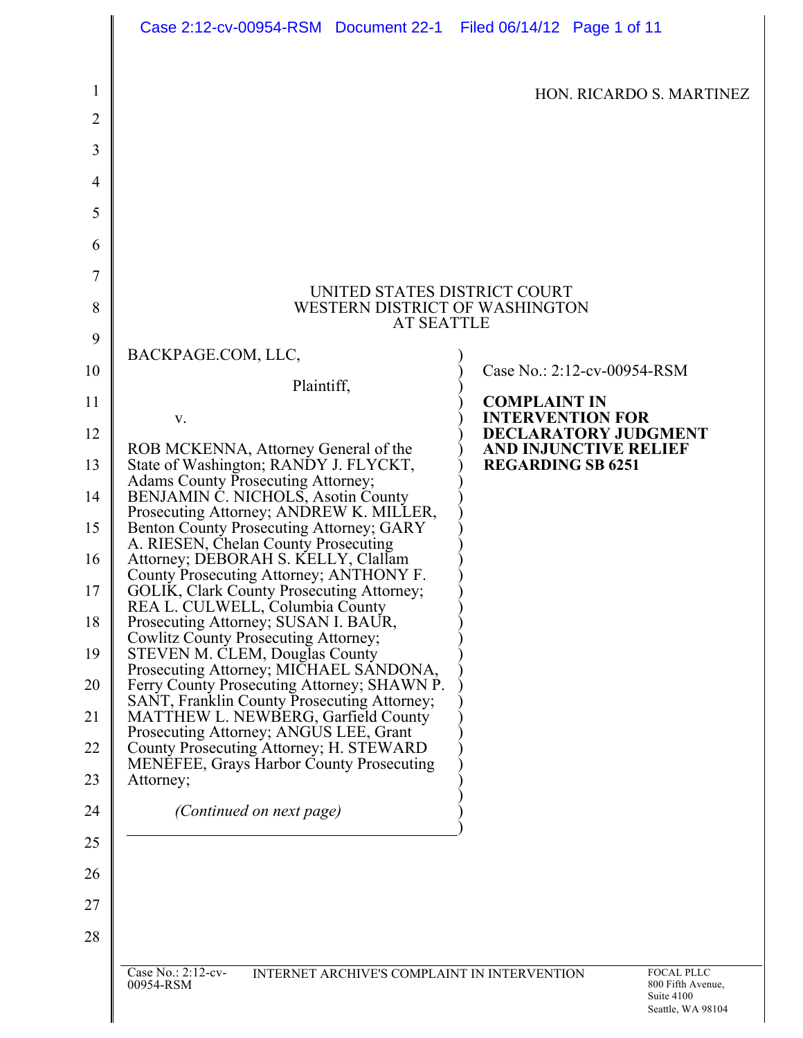HON. RICARDO S. MARTINEZ

UNITED STATES DISTRICT COURT
WESTERN DISTRICT OF WASHINGTON
AT SEATTLE

BACKPAGE.COM, LLC,

Plaintiff,

v.

ROB MCKENNA, Attorney General of the State of Washington; RANDY J. FLYCKT, Adams County Prosecuting Attorney; BENJAMIN C. NICHOLS, Asotin County Prosecuting Attorney; ANDREW K. MILLER, Benton County Prosecuting Attorney; GARY A. RIESEN, Chelan County Prosecuting Attorney; DEBORAH S. KELLY, Clallam County Prosecuting Attorney; ANTHONY F. GOLIK, Clark County Prosecuting Attorney; REA L. CULWELL, Columbia County Prosecuting Attorney; SUSAN I. BAUR, Cowlitz County Prosecuting Attorney; STEVEN M. CLEM, Douglas County Prosecuting Attorney; MICHAEL SANDONA, Ferry County Prosecuting Attorney; SHAWN P. SANT, Franklin County Prosecuting Attorney; MATTHEW L. NEWBERG, Garfield County Prosecuting Attorney; ANGUS LEE, Grant County Prosecuting Attorney; H. STEWARD MENEFEE, Grays Harbor County Prosecuting Attorney;

*(Continued on next page)*

Case No.: 2:12-cv-00954-RSM

**COMPLAINT IN INTERVENTION FOR DECLARATORY JUDGMENT AND INJUNCTIVE RELIEF REGARDING SB 6251**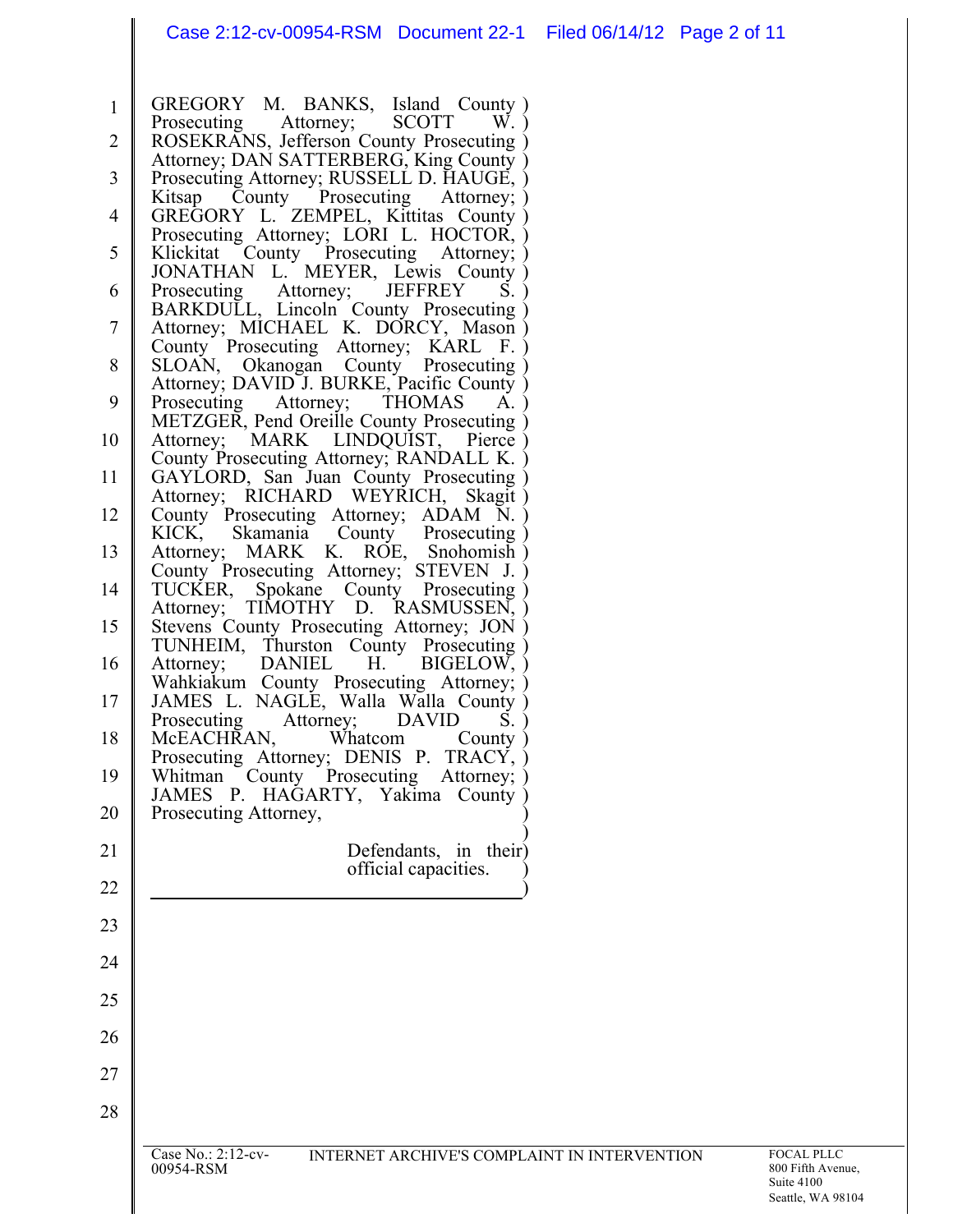GREGORY M. BANKS, Island County Prosecuting Attorney; SCOTT W. ROSEKRANS, Jefferson County Prosecuting Attorney; DAN SATTERBERG, King County Prosecuting Attorney; RUSSELL D. HAUGE, Kitsap County Prosecuting Attorney; GREGORY L. ZEMPEL, Kittitas County Prosecuting Attorney; LORI L. HOCTOR, Klickitat County Prosecuting Attorney; JONATHAN L. MEYER, Lewis County Prosecuting Attorney; JEFFREY S. BARKDULL, Lincoln County Prosecuting Attorney; MICHAEL K. DORCY, Mason County Prosecuting Attorney; KARL F. SLOAN, Okanogan County Prosecuting Attorney; DAVID J. BURKE, Pacific County Prosecuting Attorney; THOMAS A. METZGER, Pend Oreille County Prosecuting Attorney; MARK LINDQUIST, Pierce County Prosecuting Attorney; RANDALL K. GAYLORD, San Juan County Prosecuting Attorney; RICHARD WEYRICH, Skagit County Prosecuting Attorney; ADAM N. KICK, Skamania County Prosecuting Attorney; MARK K. ROE, Snohomish County Prosecuting Attorney; STEVEN J. TUCKER, Spokane County Prosecuting Attorney; TIMOTHY D. RASMUSSEN, Stevens County Prosecuting Attorney; JON TUNHEIM, Thurston County Prosecuting Attorney; DANIEL H. BIGELOW, Wahkiakum County Prosecuting Attorney; JAMES L. NAGLE, Walla Walla County Prosecuting Attorney; DAVID S. McEACHRAN, Whatcom County Prosecuting Attorney; DENIS P. TRACY, Whitman County Prosecuting Attorney; JAMES P. HAGARTY, Yakima County Prosecuting Attorney,

Defendants, in their official capacities.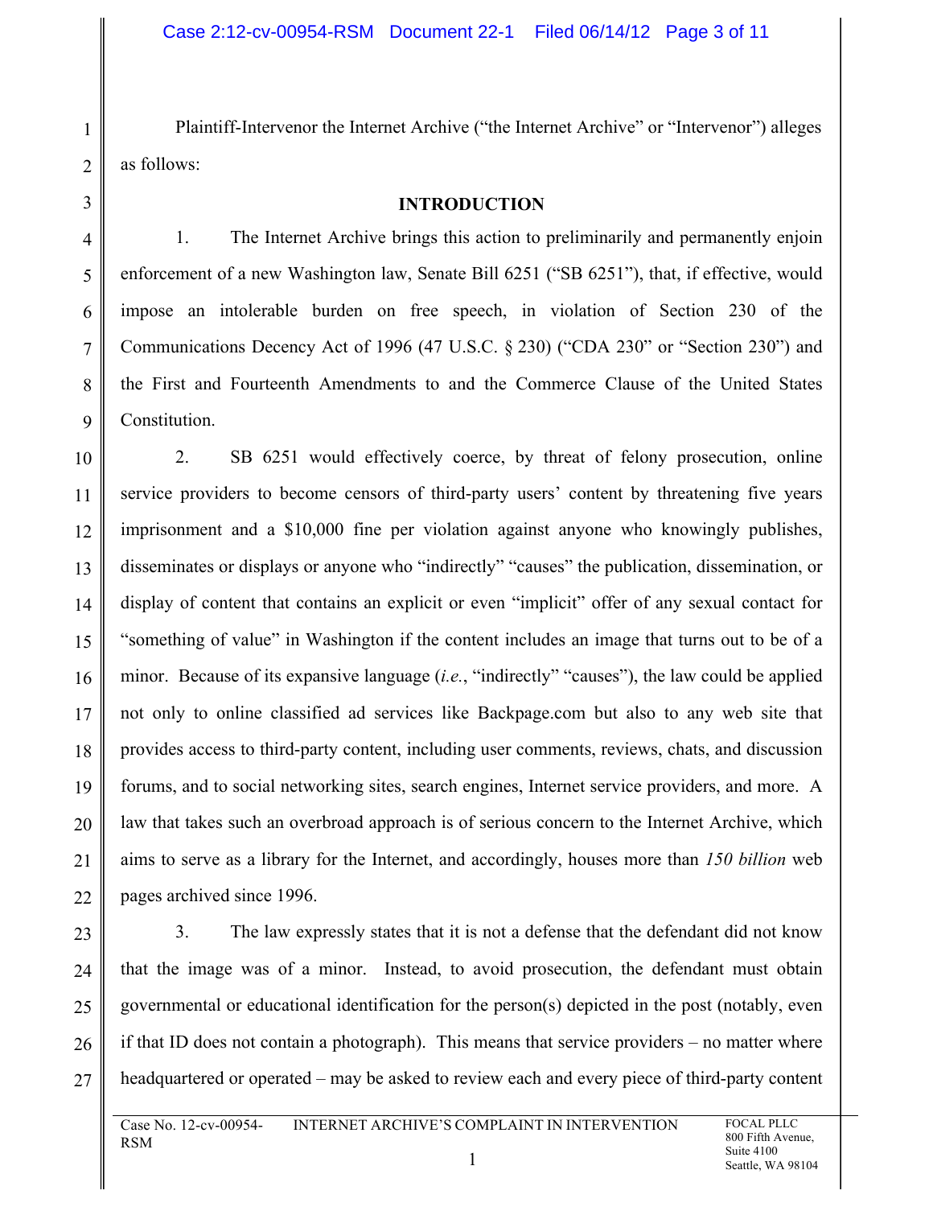Plaintiff-Intervenor the Internet Archive ("the Internet Archive" or "Intervenor") alleges as follows:

## INTRODUCTION

1. The Internet Archive brings this action to preliminarily and permanently enjoin enforcement of a new Washington law, Senate Bill 6251 ("SB 6251"), that, if effective, would impose an intolerable burden on free speech, in violation of Section 230 of the Communications Decency Act of 1996 (47 U.S.C. § 230) ("CDA 230" or "Section 230") and the First and Fourteenth Amendments to and the Commerce Clause of the United States Constitution.

2. SB 6251 would effectively coerce, by threat of felony prosecution, online service providers to become censors of third-party users' content by threatening five years imprisonment and a $10,000 fine per violation against anyone who knowingly publishes, disseminates or displays or anyone who "indirectly" "causes" the publication, dissemination, or display of content that contains an explicit or even "implicit" offer of any sexual contact for "something of value" in Washington if the content includes an image that turns out to be of a minor. Because of its expansive language (*i.e.*, "indirectly" "causes"), the law could be applied not only to online classified ad services like Backpage.com but also to any web site that provides access to third-party content, including user comments, reviews, chats, and discussion forums, and to social networking sites, search engines, Internet service providers, and more. A law that takes such an overbroad approach is of serious concern to the Internet Archive, which aims to serve as a library for the Internet, and accordingly, houses more than *150 billion* web pages archived since 1996.

3. The law expressly states that it is not a defense that the defendant did not know that the image was of a minor. Instead, to avoid prosecution, the defendant must obtain governmental or educational identification for the person(s) depicted in the post (notably, even if that ID does not contain a photograph). This means that service providers – no matter where headquartered or operated – may be asked to review each and every piece of third-party content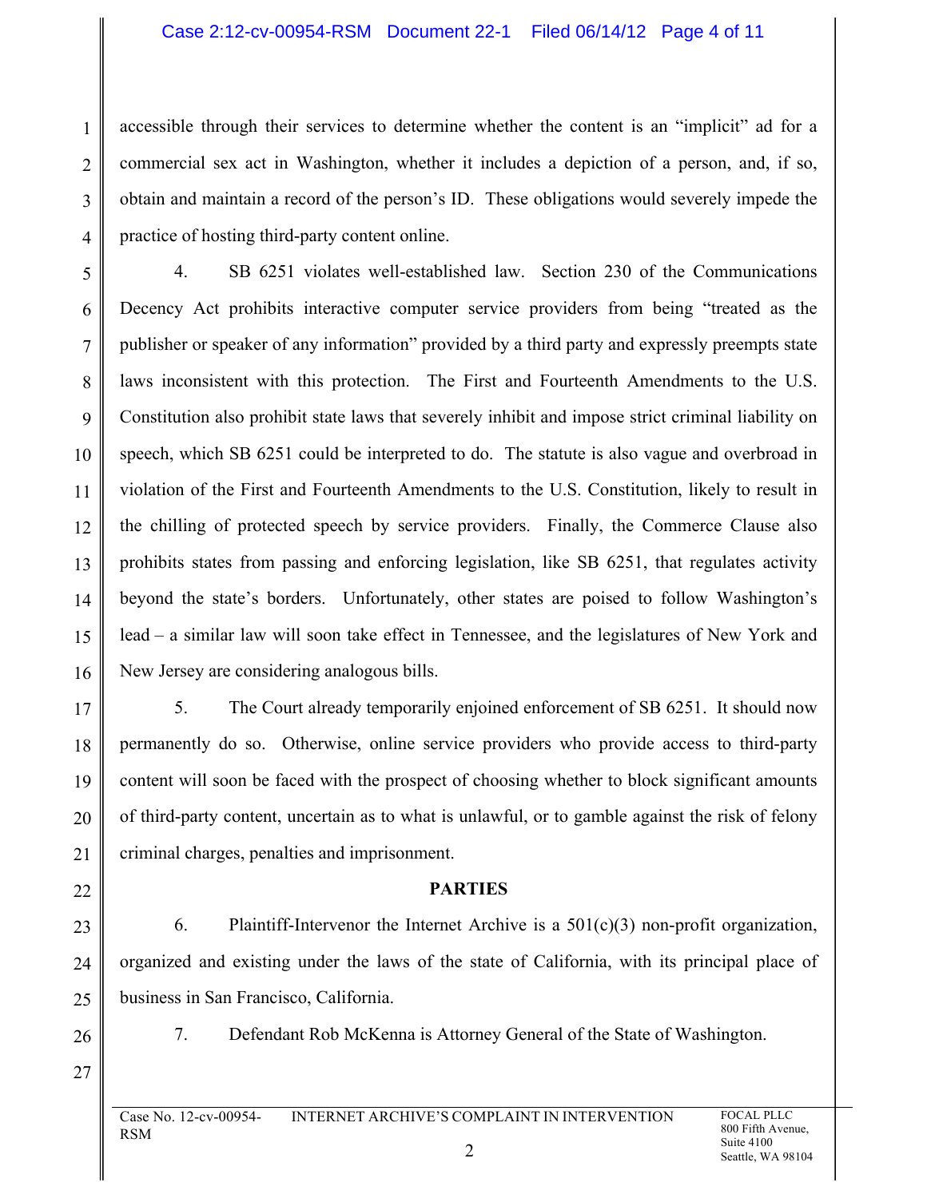accessible through their services to determine whether the content is an "implicit" ad for a commercial sex act in Washington, whether it includes a depiction of a person, and, if so, obtain and maintain a record of the person's ID. These obligations would severely impede the practice of hosting third-party content online.

4. SB 6251 violates well-established law. Section 230 of the Communications Decency Act prohibits interactive computer service providers from being "treated as the publisher or speaker of any information" provided by a third party and expressly preempts state laws inconsistent with this protection. The First and Fourteenth Amendments to the U.S. Constitution also prohibit state laws that severely inhibit and impose strict criminal liability on speech, which SB 6251 could be interpreted to do. The statute is also vague and overbroad in violation of the First and Fourteenth Amendments to the U.S. Constitution, likely to result in the chilling of protected speech by service providers. Finally, the Commerce Clause also prohibits states from passing and enforcing legislation, like SB 6251, that regulates activity beyond the state's borders. Unfortunately, other states are poised to follow Washington's lead – a similar law will soon take effect in Tennessee, and the legislatures of New York and New Jersey are considering analogous bills.

5. The Court already temporarily enjoined enforcement of SB 6251. It should now permanently do so. Otherwise, online service providers who provide access to third-party content will soon be faced with the prospect of choosing whether to block significant amounts of third-party content, uncertain as to what is unlawful, or to gamble against the risk of felony criminal charges, penalties and imprisonment.

## PARTIES

6. Plaintiff-Intervenor the Internet Archive is a 501(c)(3) non-profit organization, organized and existing under the laws of the state of California, with its principal place of business in San Francisco, California.

7. Defendant Rob McKenna is Attorney General of the State of Washington.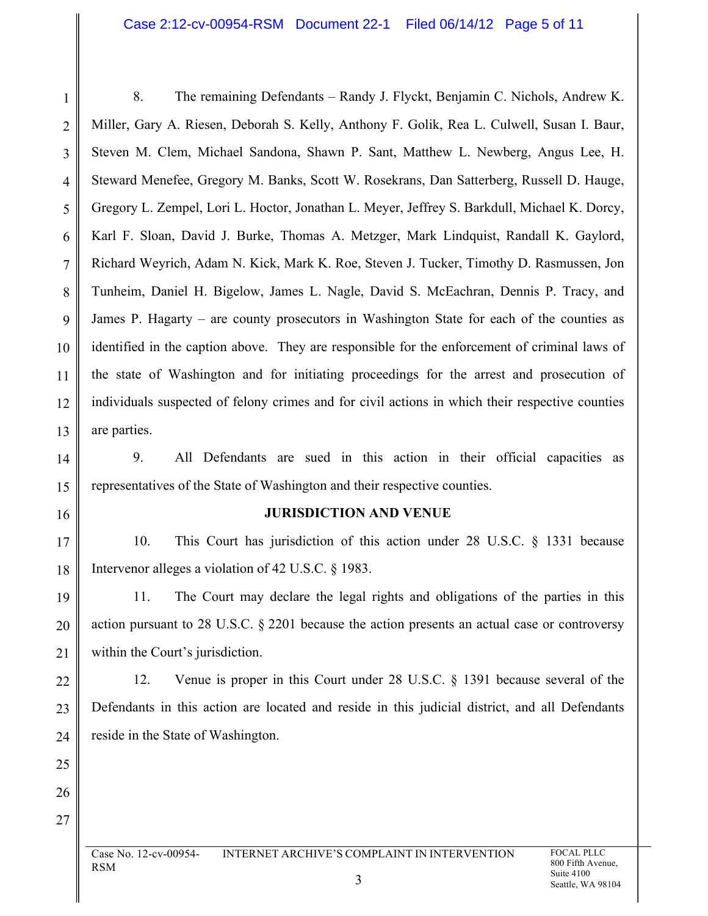8. The remaining Defendants – Randy J. Flyckt, Benjamin C. Nichols, Andrew K. Miller, Gary A. Riesen, Deborah S. Kelly, Anthony F. Golik, Rea L. Culwell, Susan I. Baur, Steven M. Clem, Michael Sandona, Shawn P. Sant, Matthew L. Newberg, Angus Lee, H. Steward Menefee, Gregory M. Banks, Scott W. Rosekrans, Dan Satterberg, Russell D. Hauge, Gregory L. Zempel, Lori L. Hoctor, Jonathan L. Meyer, Jeffrey S. Barkdull, Michael K. Dorcy, Karl F. Sloan, David J. Burke, Thomas A. Metzger, Mark Lindquist, Randall K. Gaylord, Richard Weyrich, Adam N. Kick, Mark K. Roe, Steven J. Tucker, Timothy D. Rasmussen, Jon Tunheim, Daniel H. Bigelow, James L. Nagle, David S. McEachran, Dennis P. Tracy, and James P. Hagarty – are county prosecutors in Washington State for each of the counties as identified in the caption above. They are responsible for the enforcement of criminal laws of the state of Washington and for initiating proceedings for the arrest and prosecution of individuals suspected of felony crimes and for civil actions in which their respective counties are parties.

9. All Defendants are sued in this action in their official capacities as representatives of the State of Washington and their respective counties.

## JURISDICTION AND VENUE

10. This Court has jurisdiction of this action under 28 U.S.C. § 1331 because Intervenor alleges a violation of 42 U.S.C. § 1983.

11. The Court may declare the legal rights and obligations of the parties in this action pursuant to 28 U.S.C. § 2201 because the action presents an actual case or controversy within the Court's jurisdiction.

12. Venue is proper in this Court under 28 U.S.C. § 1391 because several of the Defendants in this action are located and reside in this judicial district, and all Defendants reside in the State of Washington.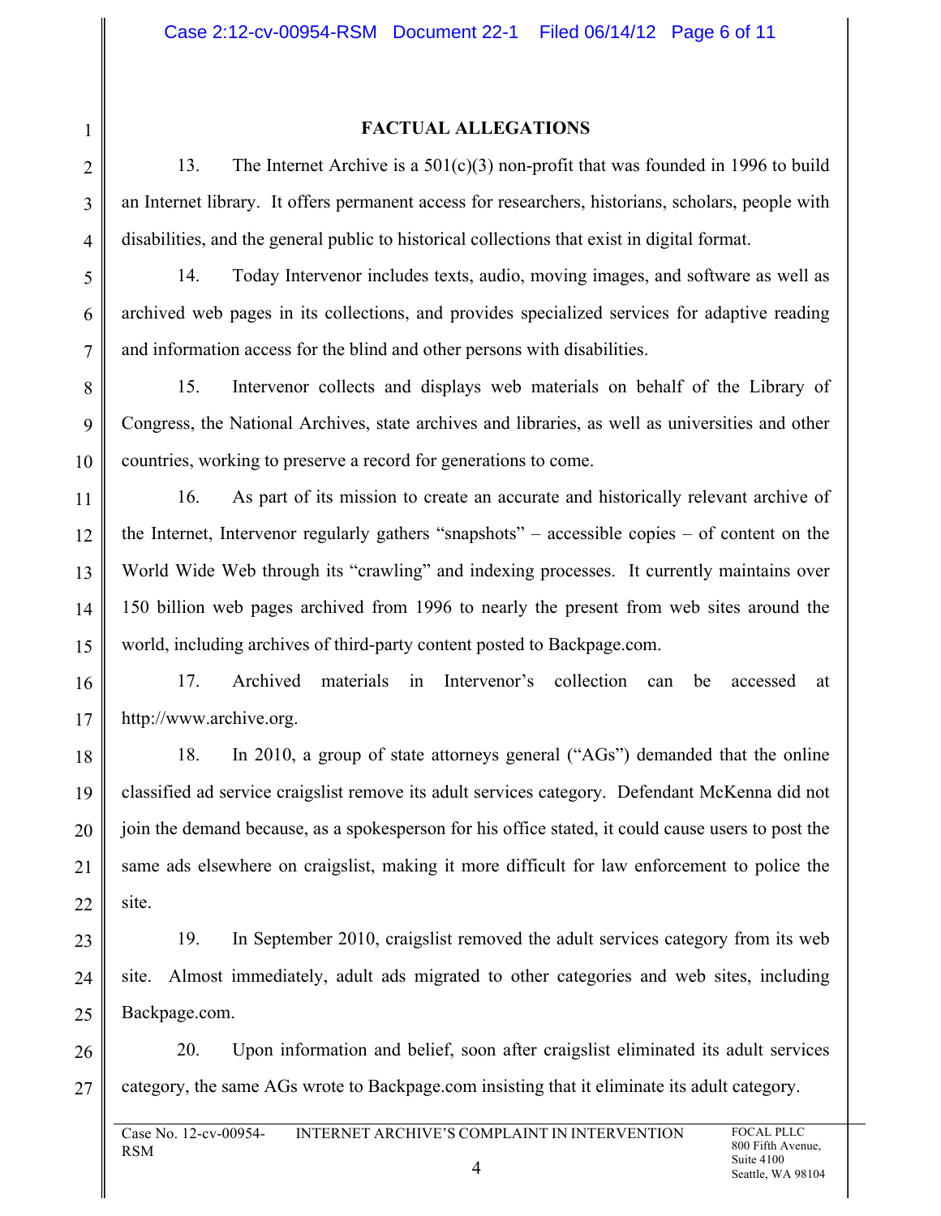## FACTUAL ALLEGATIONS

13. The Internet Archive is a 501(c)(3) non-profit that was founded in 1996 to build an Internet library. It offers permanent access for researchers, historians, scholars, people with disabilities, and the general public to historical collections that exist in digital format.

14. Today Intervenor includes texts, audio, moving images, and software as well as archived web pages in its collections, and provides specialized services for adaptive reading and information access for the blind and other persons with disabilities.

15. Intervenor collects and displays web materials on behalf of the Library of Congress, the National Archives, state archives and libraries, as well as universities and other countries, working to preserve a record for generations to come.

16. As part of its mission to create an accurate and historically relevant archive of the Internet, Intervenor regularly gathers "snapshots" – accessible copies – of content on the World Wide Web through its "crawling" and indexing processes. It currently maintains over 150 billion web pages archived from 1996 to nearly the present from web sites around the world, including archives of third-party content posted to Backpage.com.

17. Archived materials in Intervenor's collection can be accessed at http://www.archive.org.

18. In 2010, a group of state attorneys general ("AGs") demanded that the online classified ad service craigslist remove its adult services category. Defendant McKenna did not join the demand because, as a spokesperson for his office stated, it could cause users to post the same ads elsewhere on craigslist, making it more difficult for law enforcement to police the site.

19. In September 2010, craigslist removed the adult services category from its web site. Almost immediately, adult ads migrated to other categories and web sites, including Backpage.com.

20. Upon information and belief, soon after craigslist eliminated its adult services category, the same AGs wrote to Backpage.com insisting that it eliminate its adult category.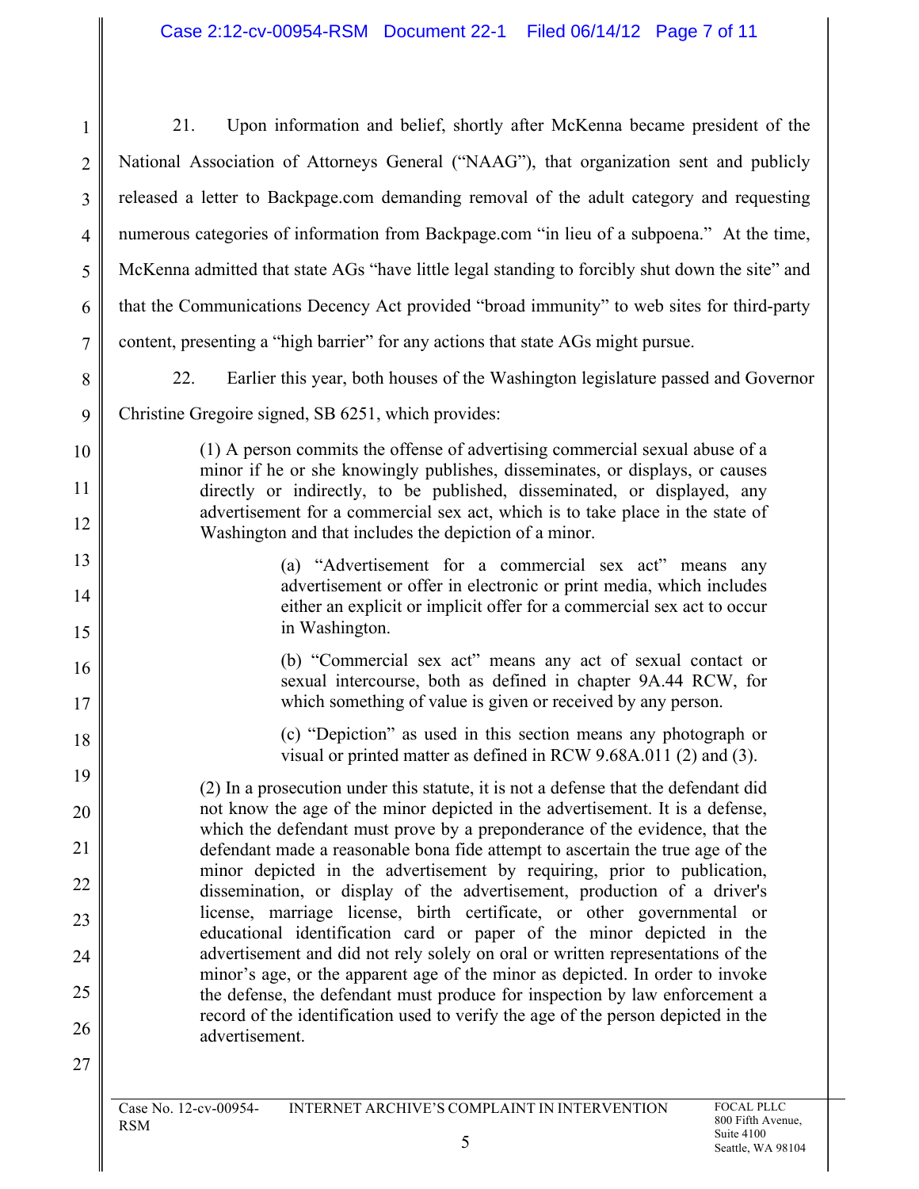21. Upon information and belief, shortly after McKenna became president of the National Association of Attorneys General ("NAAG"), that organization sent and publicly released a letter to Backpage.com demanding removal of the adult category and requesting numerous categories of information from Backpage.com "in lieu of a subpoena." At the time, McKenna admitted that state AGs "have little legal standing to forcibly shut down the site" and that the Communications Decency Act provided "broad immunity" to web sites for third-party content, presenting a "high barrier" for any actions that state AGs might pursue.

22. Earlier this year, both houses of the Washington legislature passed and Governor Christine Gregoire signed, SB 6251, which provides:

> (1) A person commits the offense of advertising commercial sexual abuse of a minor if he or she knowingly publishes, disseminates, or displays, or causes directly or indirectly, to be published, disseminated, or displayed, any advertisement for a commercial sex act, which is to take place in the state of Washington and that includes the depiction of a minor.
>
> > (a) "Advertisement for a commercial sex act" means any advertisement or offer in electronic or print media, which includes either an explicit or implicit offer for a commercial sex act to occur in Washington.
> >
> > (b) "Commercial sex act" means any act of sexual contact or sexual intercourse, both as defined in chapter 9A.44 RCW, for which something of value is given or received by any person.
> >
> > (c) "Depiction" as used in this section means any photograph or visual or printed matter as defined in RCW 9.68A.011 (2) and (3).
>
> (2) In a prosecution under this statute, it is not a defense that the defendant did not know the age of the minor depicted in the advertisement. It is a defense, which the defendant must prove by a preponderance of the evidence, that the defendant made a reasonable bona fide attempt to ascertain the true age of the minor depicted in the advertisement by requiring, prior to publication, dissemination, or display of the advertisement, production of a driver's license, marriage license, birth certificate, or other governmental or educational identification card or paper of the minor depicted in the advertisement and did not rely solely on oral or written representations of the minor's age, or the apparent age of the minor as depicted. In order to invoke the defense, the defendant must produce for inspection by law enforcement a record of the identification used to verify the age of the person depicted in the advertisement.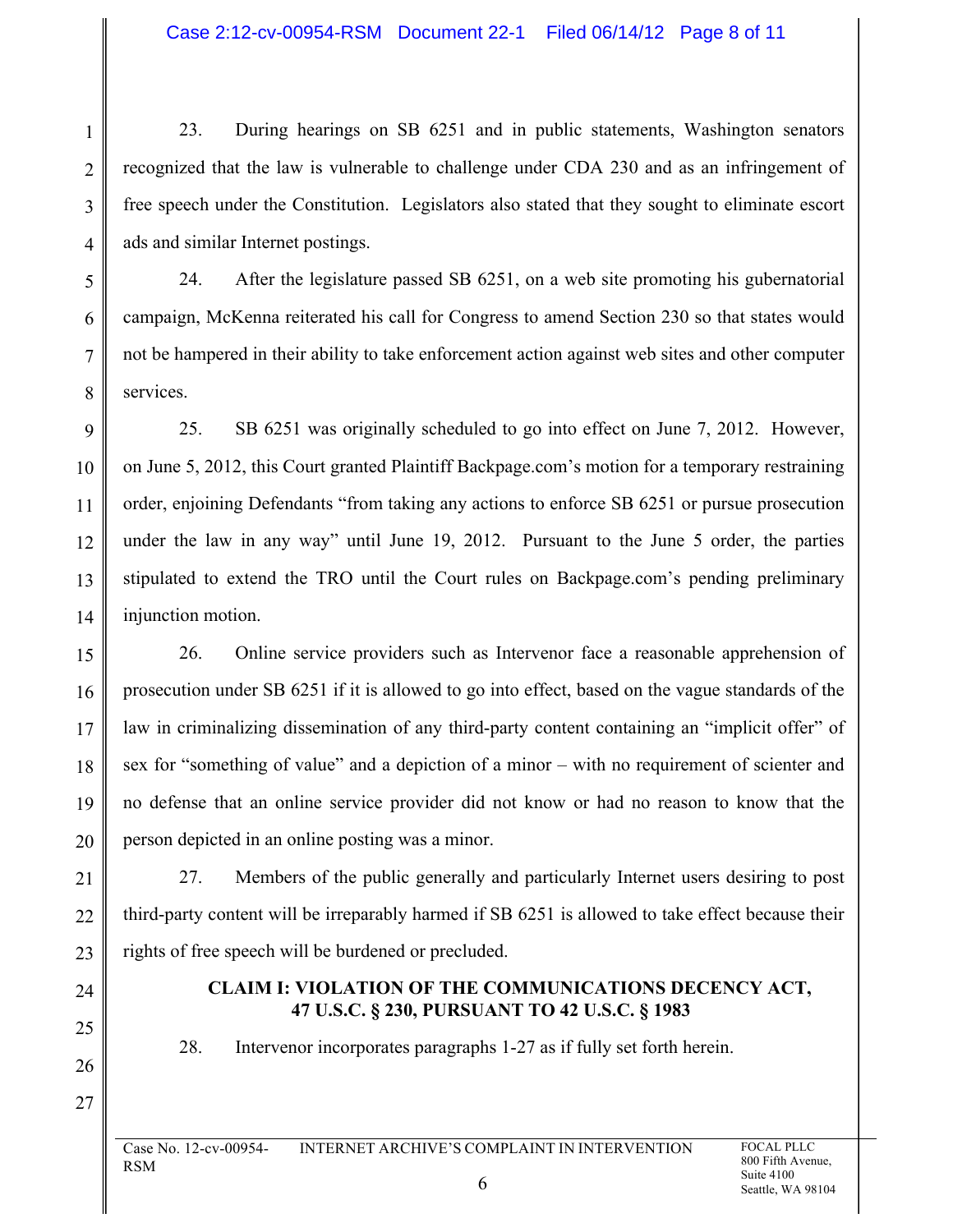23. During hearings on SB 6251 and in public statements, Washington senators recognized that the law is vulnerable to challenge under CDA 230 and as an infringement of free speech under the Constitution. Legislators also stated that they sought to eliminate escort ads and similar Internet postings.

24. After the legislature passed SB 6251, on a web site promoting his gubernatorial campaign, McKenna reiterated his call for Congress to amend Section 230 so that states would not be hampered in their ability to take enforcement action against web sites and other computer services.

25. SB 6251 was originally scheduled to go into effect on June 7, 2012. However, on June 5, 2012, this Court granted Plaintiff Backpage.com's motion for a temporary restraining order, enjoining Defendants "from taking any actions to enforce SB 6251 or pursue prosecution under the law in any way" until June 19, 2012. Pursuant to the June 5 order, the parties stipulated to extend the TRO until the Court rules on Backpage.com's pending preliminary injunction motion.

26. Online service providers such as Intervenor face a reasonable apprehension of prosecution under SB 6251 if it is allowed to go into effect, based on the vague standards of the law in criminalizing dissemination of any third-party content containing an "implicit offer" of sex for "something of value" and a depiction of a minor – with no requirement of scienter and no defense that an online service provider did not know or had no reason to know that the person depicted in an online posting was a minor.

27. Members of the public generally and particularly Internet users desiring to post third-party content will be irreparably harmed if SB 6251 is allowed to take effect because their rights of free speech will be burdened or precluded.

**CLAIM I: VIOLATION OF THE COMMUNICATIONS DECENCY ACT, 47 U.S.C. § 230, PURSUANT TO 42 U.S.C. § 1983**

28. Intervenor incorporates paragraphs 1-27 as if fully set forth herein.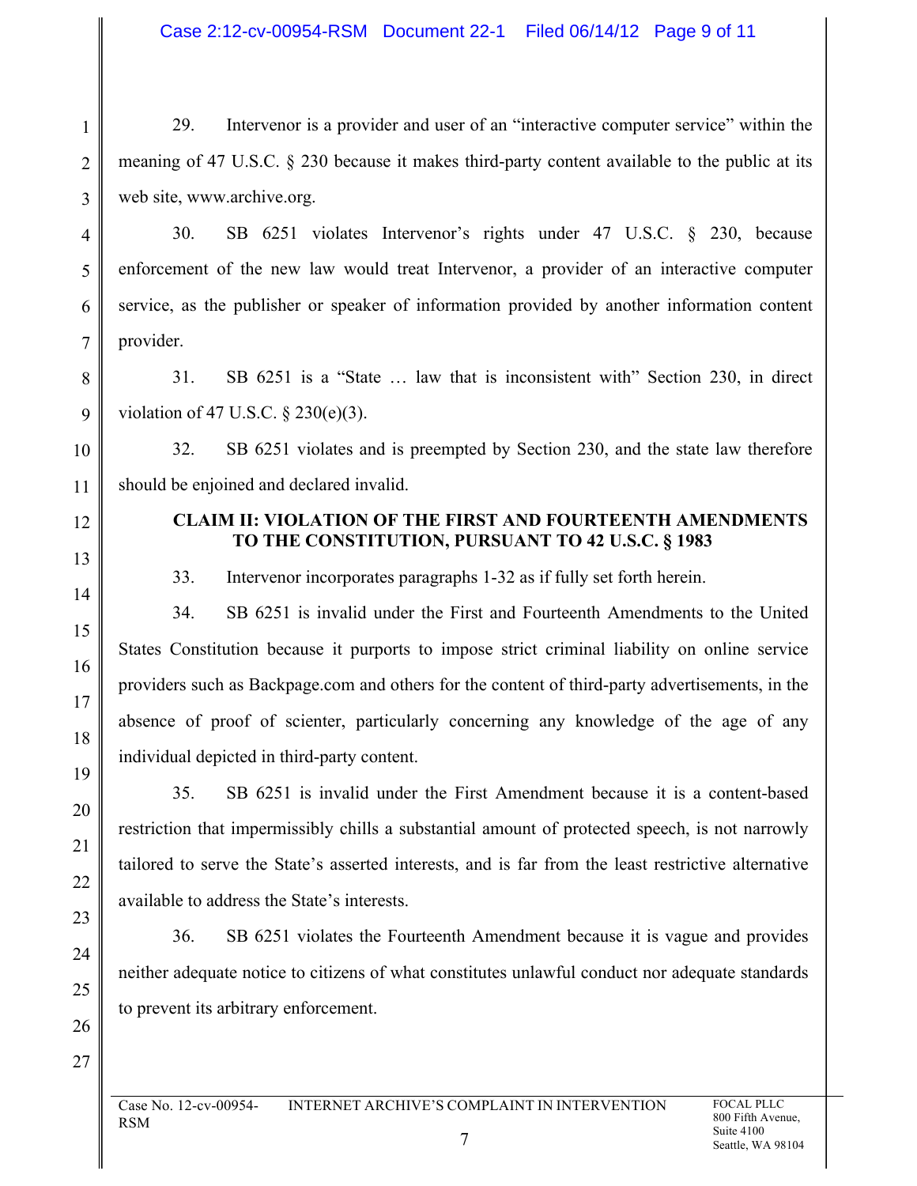29. Intervenor is a provider and user of an "interactive computer service" within the meaning of 47 U.S.C. § 230 because it makes third-party content available to the public at its web site, www.archive.org.

30. SB 6251 violates Intervenor's rights under 47 U.S.C. § 230, because enforcement of the new law would treat Intervenor, a provider of an interactive computer service, as the publisher or speaker of information provided by another information content provider.

31. SB 6251 is a "State … law that is inconsistent with" Section 230, in direct violation of 47 U.S.C. § 230(e)(3).

32. SB 6251 violates and is preempted by Section 230, and the state law therefore should be enjoined and declared invalid.

**CLAIM II: VIOLATION OF THE FIRST AND FOURTEENTH AMENDMENTS TO THE CONSTITUTION, PURSUANT TO 42 U.S.C. § 1983**

33. Intervenor incorporates paragraphs 1-32 as if fully set forth herein.

34. SB 6251 is invalid under the First and Fourteenth Amendments to the United States Constitution because it purports to impose strict criminal liability on online service providers such as Backpage.com and others for the content of third-party advertisements, in the absence of proof of scienter, particularly concerning any knowledge of the age of any individual depicted in third-party content.

35. SB 6251 is invalid under the First Amendment because it is a content-based restriction that impermissibly chills a substantial amount of protected speech, is not narrowly tailored to serve the State's asserted interests, and is far from the least restrictive alternative available to address the State's interests.

36. SB 6251 violates the Fourteenth Amendment because it is vague and provides neither adequate notice to citizens of what constitutes unlawful conduct nor adequate standards to prevent its arbitrary enforcement.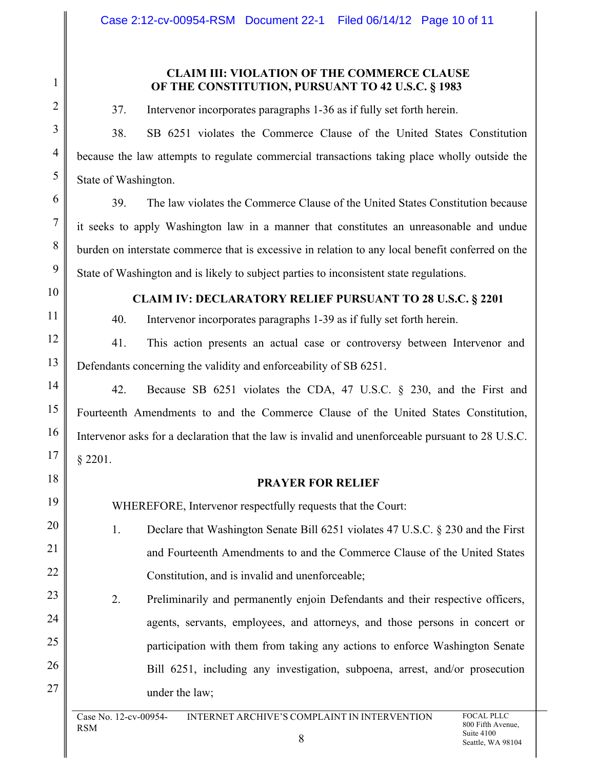**CLAIM III: VIOLATION OF THE COMMERCE CLAUSE OF THE CONSTITUTION, PURSUANT TO 42 U.S.C. § 1983**

37. Intervenor incorporates paragraphs 1-36 as if fully set forth herein.

38. SB 6251 violates the Commerce Clause of the United States Constitution because the law attempts to regulate commercial transactions taking place wholly outside the State of Washington.

39. The law violates the Commerce Clause of the United States Constitution because it seeks to apply Washington law in a manner that constitutes an unreasonable and undue burden on interstate commerce that is excessive in relation to any local benefit conferred on the State of Washington and is likely to subject parties to inconsistent state regulations.

**CLAIM IV: DECLARATORY RELIEF PURSUANT TO 28 U.S.C. § 2201**

40. Intervenor incorporates paragraphs 1-39 as if fully set forth herein.

41. This action presents an actual case or controversy between Intervenor and Defendants concerning the validity and enforceability of SB 6251.

42. Because SB 6251 violates the CDA, 47 U.S.C. § 230, and the First and Fourteenth Amendments to and the Commerce Clause of the United States Constitution, Intervenor asks for a declaration that the law is invalid and unenforceable pursuant to 28 U.S.C. § 2201.

**PRAYER FOR RELIEF**

WHEREFORE, Intervenor respectfully requests that the Court:

1. Declare that Washington Senate Bill 6251 violates 47 U.S.C. § 230 and the First and Fourteenth Amendments to and the Commerce Clause of the United States Constitution, and is invalid and unenforceable;

2. Preliminarily and permanently enjoin Defendants and their respective officers, agents, servants, employees, and attorneys, and those persons in concert or participation with them from taking any actions to enforce Washington Senate Bill 6251, including any investigation, subpoena, arrest, and/or prosecution under the law;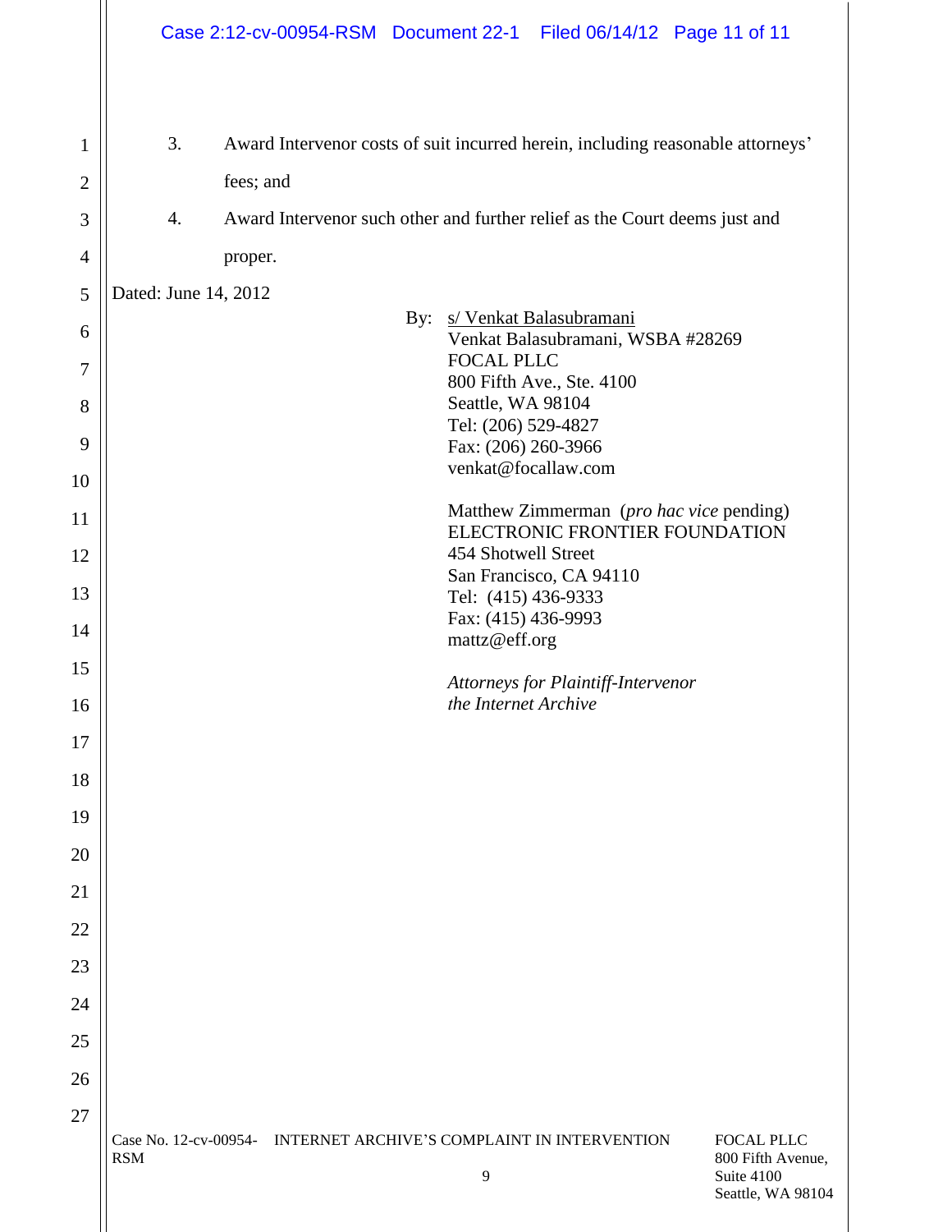3. Award Intervenor costs of suit incurred herein, including reasonable attorneys' fees; and

4. Award Intervenor such other and further relief as the Court deems just and proper.

Dated: June 14, 2012

By: s/ Venkat Balasubramani
Venkat Balasubramani, WSBA #28269
FOCAL PLLC
800 Fifth Ave., Ste. 4100
Seattle, WA 98104
Tel: (206) 529-4827
Fax: (206) 260-3966
venkat@focallaw.com

Matthew Zimmerman (*pro hac vice* pending)
ELECTRONIC FRONTIER FOUNDATION
454 Shotwell Street
San Francisco, CA 94110
Tel: (415) 436-9333
Fax: (415) 436-9993
mattz@eff.org

*Attorneys for Plaintiff-Intervenor the Internet Archive*